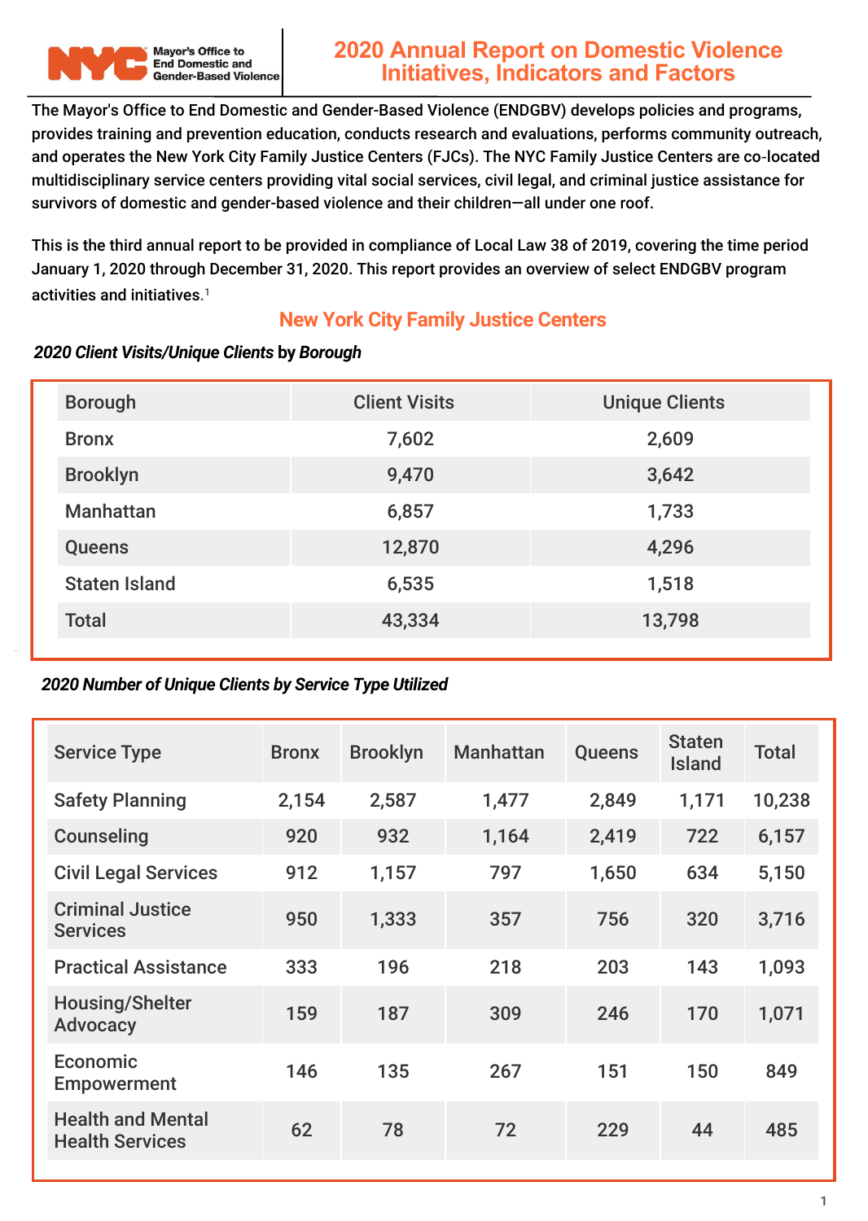# 2020 Annual Report on Domestic Violence Initiatives, Indicators and Factors

The Mayor's Office to End Domestic and Gender-Based Violence (ENDGBV) develops policies and programs, provides training and prevention education, conducts research and evaluations, performs community outreach, and operates the New York City Family Justice Centers (FJCs). The NYC Family Justice Centers are co-located multidisciplinary service centers providing vital social services, civil legal, and criminal justice assistance for survivors of domestic and gender-based violence and their children—all under one roof.

This is the third annual report to be provided in compliance of Local Law 38 of 2019, covering the time period January 1, 2020 through December 31, 2020. This report provides an overview of select ENDGBV program activities and initiatives.[1]

## New York City Family Justice Centers

***2020 Client Visits/Unique Clients* by *Borough***

| Borough | Client Visits | Unique Clients |
|---|---|---|
| Bronx | 7,602 | 2,609 |
| Brooklyn | 9,470 | 3,642 |
| Manhattan | 6,857 | 1,733 |
| Queens | 12,870 | 4,296 |
| Staten Island | 6,535 | 1,518 |
| Total | 43,334 | 13,798 |

***2020 Number of Unique Clients by Service Type Utilized***

| Service Type | Bronx | Brooklyn | Manhattan | Queens | Staten Island | Total |
|---|---|---|---|---|---|---|
| Safety Planning | 2,154 | 2,587 | 1,477 | 2,849 | 1,171 | 10,238 |
| Counseling | 920 | 932 | 1,164 | 2,419 | 722 | 6,157 |
| Civil Legal Services | 912 | 1,157 | 797 | 1,650 | 634 | 5,150 |
| Criminal Justice Services | 950 | 1,333 | 357 | 756 | 320 | 3,716 |
| Practical Assistance | 333 | 196 | 218 | 203 | 143 | 1,093 |
| Housing/Shelter Advocacy | 159 | 187 | 309 | 246 | 170 | 1,071 |
| Economic Empowerment | 146 | 135 | 267 | 151 | 150 | 849 |
| Health and Mental Health Services | 62 | 78 | 72 | 229 | 44 | 485 |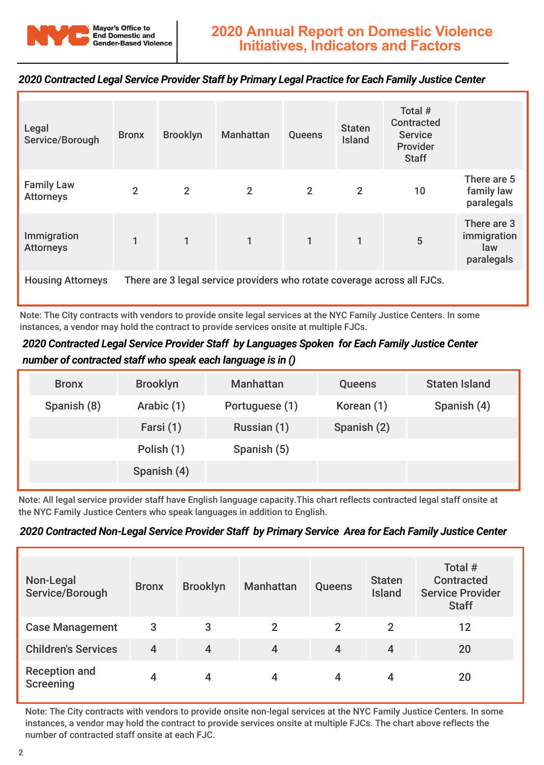**NYC** Mayor's Office to End Domestic and Gender-Based Violence

# 2020 Annual Report on Domestic Violence Initiatives, Indicators and Factors

***2020 Contracted Legal Service Provider Staff by Primary Legal Practice for Each Family Justice Center***

| Legal Service/Borough | Bronx | Brooklyn | Manhattan | Queens | Staten Island | Total # Contracted Service Provider Staff | |
|---|---|---|---|---|---|---|---|
| Family Law Attorneys | 2 | 2 | 2 | 2 | 2 | 10 | There are 5 family law paralegals |
| Immigration Attorneys | 1 | 1 | 1 | 1 | 1 | 5 | There are 3 immigration law paralegals |
| Housing Attorneys | There are 3 legal service providers who rotate coverage across all FJCs. | | | | | | |

Note: The City contracts with vendors to provide onsite legal services at the NYC Family Justice Centers. In some instances, a vendor may hold the contract to provide services onsite at multiple FJCs.

***2020 Contracted Legal Service Provider Staff by Languages Spoken for Each Family Justice Center number of contracted staff who speak each language is in ()***

| Bronx | Brooklyn | Manhattan | Queens | Staten Island |
|---|---|---|---|---|
| Spanish (8) | Arabic (1) | Portuguese (1) | Korean (1) | Spanish (4) |
| | Farsi (1) | Russian (1) | Spanish (2) | |
| | Polish (1) | Spanish (5) | | |
| | Spanish (4) | | | |

Note: All legal service provider staff have English language capacity.This chart reflects contracted legal staff onsite at the NYC Family Justice Centers who speak languages in addition to English.

***2020 Contracted Non-Legal Service Provider Staff by Primary Service Area for Each Family Justice Center***

| Non-Legal Service/Borough | Bronx | Brooklyn | Manhattan | Queens | Staten Island | Total # Contracted Service Provider Staff |
|---|---|---|---|---|---|---|
| Case Management | 3 | 3 | 2 | 2 | 2 | 12 |
| Children's Services | 4 | 4 | 4 | 4 | 4 | 20 |
| Reception and Screening | 4 | 4 | 4 | 4 | 4 | 20 |

Note: The City contracts with vendors to provide onsite non-legal services at the NYC Family Justice Centers. In some instances, a vendor may hold the contract to provide services onsite at multiple FJCs. The chart above reflects the number of contracted staff onsite at each FJC.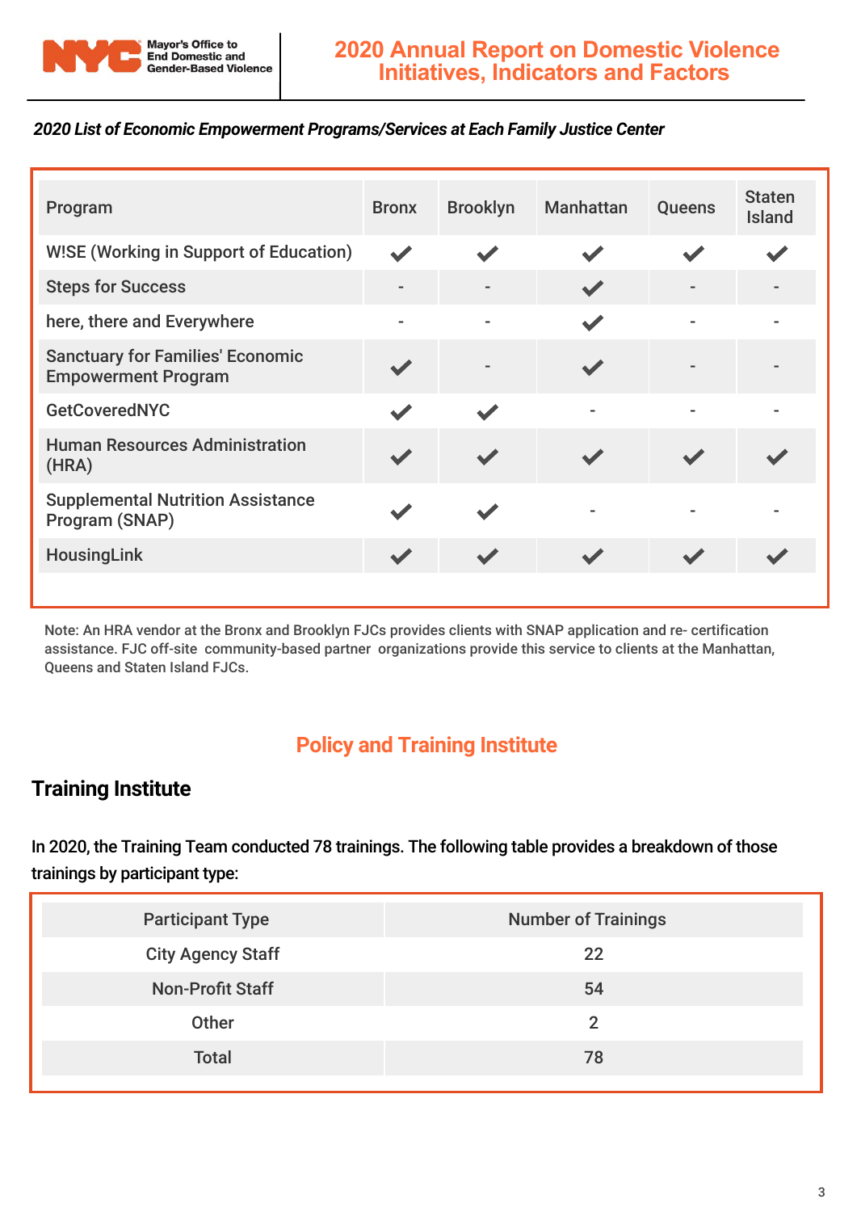*2020 List of Economic Empowerment Programs/Services at Each Family Justice Center*

| Program | Bronx | Brooklyn | Manhattan | Queens | Staten Island |
|---|---|---|---|---|---|
| W!SE (Working in Support of Education) | ✔ | ✔ | ✔ | ✔ | ✔ |
| Steps for Success | - | - | ✔ | - | - |
| here, there and Everywhere | - | - | ✔ | - | - |
| Sanctuary for Families' Economic Empowerment Program | ✔ | - | ✔ | - | - |
| GetCoveredNYC | ✔ | ✔ | - | - | - |
| Human Resources Administration (HRA) | ✔ | ✔ | ✔ | ✔ | ✔ |
| Supplemental Nutrition Assistance Program (SNAP) | ✔ | ✔ | - | - | - |
| HousingLink | ✔ | ✔ | ✔ | ✔ | ✔ |

Note: An HRA vendor at the Bronx and Brooklyn FJCs provides clients with SNAP application and re- certification assistance. FJC off-site community-based partner organizations provide this service to clients at the Manhattan, Queens and Staten Island FJCs.

## Policy and Training Institute

### Training Institute

In 2020, the Training Team conducted 78 trainings. The following table provides a breakdown of those trainings by participant type:

| Participant Type | Number of Trainings |
|---|---|
| City Agency Staff | 22 |
| Non-Profit Staff | 54 |
| Other | 2 |
| Total | 78 |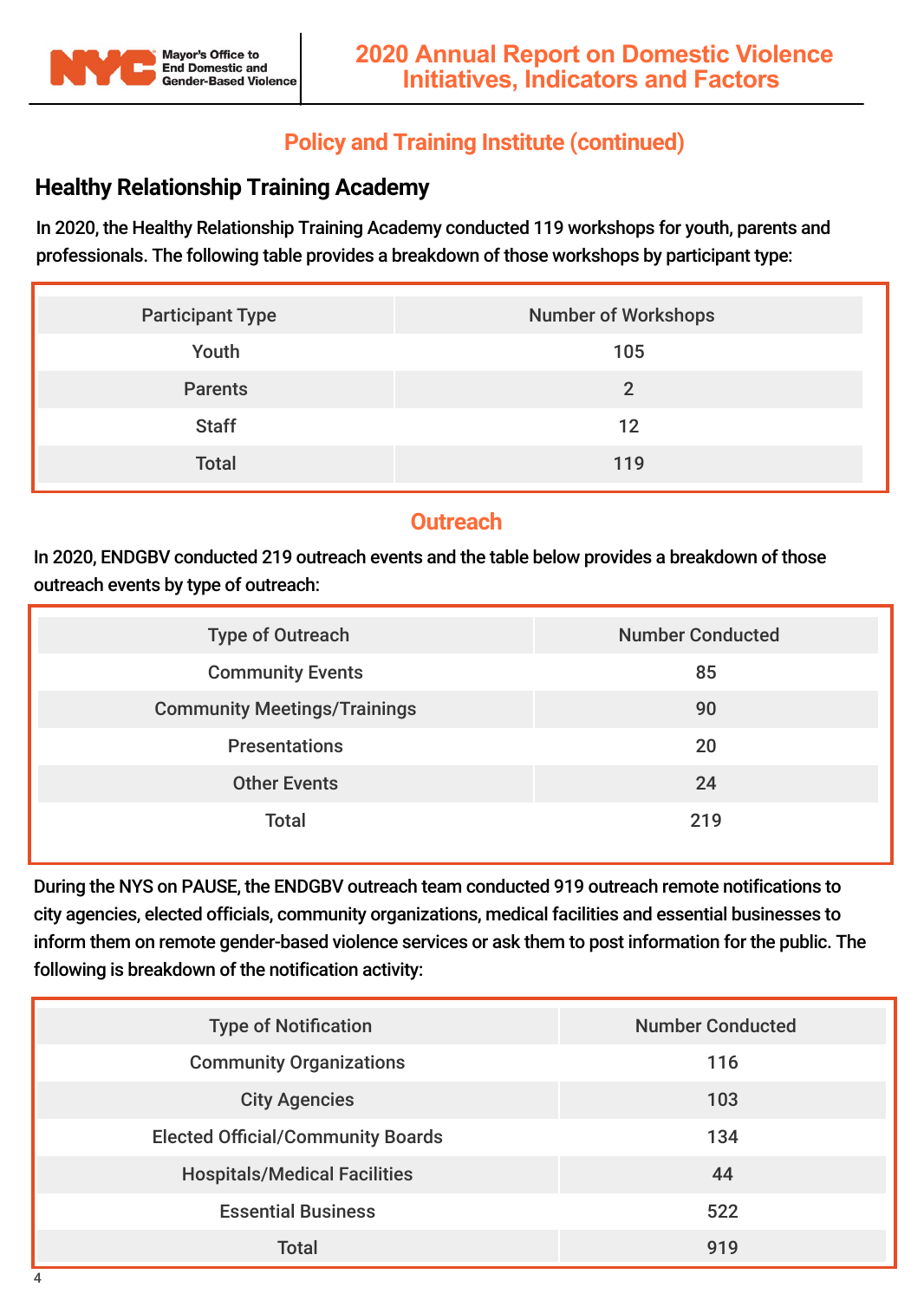## Policy and Training Institute (continued)

### Healthy Relationship Training Academy

In 2020, the Healthy Relationship Training Academy conducted 119 workshops for youth, parents and professionals. The following table provides a breakdown of those workshops by participant type:

| Participant Type | Number of Workshops |
|---|---|
| Youth | 105 |
| Parents | 2 |
| Staff | 12 |
| Total | 119 |

## Outreach

In 2020, ENDGBV conducted 219 outreach events and the table below provides a breakdown of those outreach events by type of outreach:

| Type of Outreach | Number Conducted |
|---|---|
| Community Events | 85 |
| Community Meetings/Trainings | 90 |
| Presentations | 20 |
| Other Events | 24 |
| Total | 219 |

During the NYS on PAUSE, the ENDGBV outreach team conducted 919 outreach remote notifications to city agencies, elected officials, community organizations, medical facilities and essential businesses to inform them on remote gender-based violence services or ask them to post information for the public. The following is breakdown of the notification activity:

| Type of Notification | Number Conducted |
|---|---|
| Community Organizations | 116 |
| City Agencies | 103 |
| Elected Official/Community Boards | 134 |
| Hospitals/Medical Facilities | 44 |
| Essential Business | 522 |
| Total | 919 |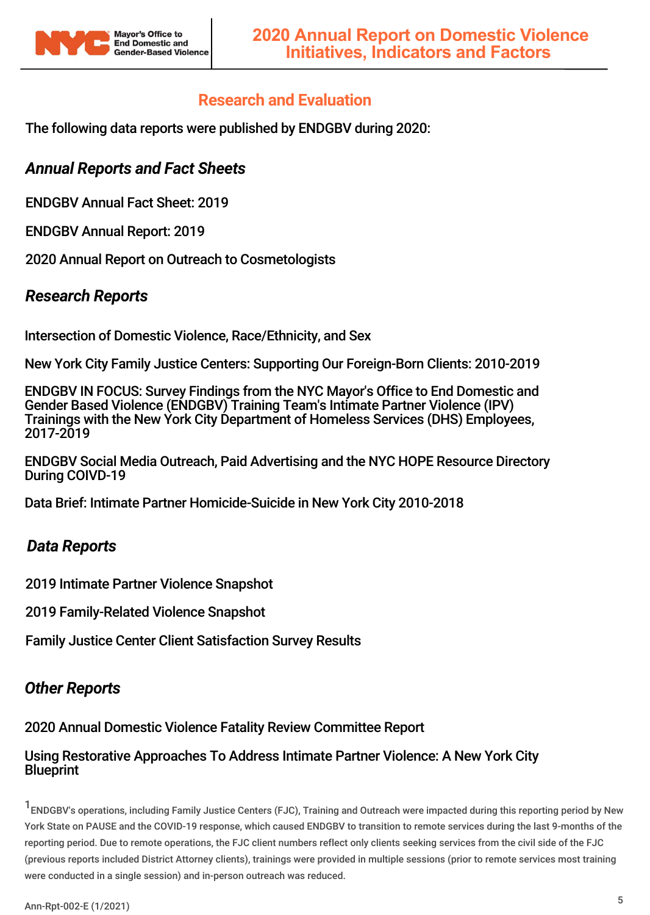## Research and Evaluation

The following data reports were published by ENDGBV during 2020:

### *Annual Reports and Fact Sheets*

ENDGBV Annual Fact Sheet: 2019

ENDGBV Annual Report: 2019

2020 Annual Report on Outreach to Cosmetologists

### *Research Reports*

Intersection of Domestic Violence, Race/Ethnicity, and Sex

New York City Family Justice Centers: Supporting Our Foreign-Born Clients: 2010-2019

ENDGBV IN FOCUS: Survey Findings from the NYC Mayor's Office to End Domestic and Gender Based Violence (ENDGBV) Training Team's Intimate Partner Violence (IPV) Trainings with the New York City Department of Homeless Services (DHS) Employees, 2017-2019

ENDGBV Social Media Outreach, Paid Advertising and the NYC HOPE Resource Directory During COIVD-19

Data Brief: Intimate Partner Homicide-Suicide in New York City 2010-2018

### *Data Reports*

2019 Intimate Partner Violence Snapshot

2019 Family-Related Violence Snapshot

Family Justice Center Client Satisfaction Survey Results

### *Other Reports*

2020 Annual Domestic Violence Fatality Review Committee Report

Using Restorative Approaches To Address Intimate Partner Violence: A New York City Blueprint

[1] ENDGBV's operations, including Family Justice Centers (FJC), Training and Outreach were impacted during this reporting period by New York State on PAUSE and the COVID-19 response, which caused ENDGBV to transition to remote services during the last 9-months of the reporting period. Due to remote operations, the FJC client numbers reflect only clients seeking services from the civil side of the FJC (previous reports included District Attorney clients), trainings were provided in multiple sessions (prior to remote services most training were conducted in a single session) and in-person outreach was reduced.

Ann-Rpt-002-E (1/2021)